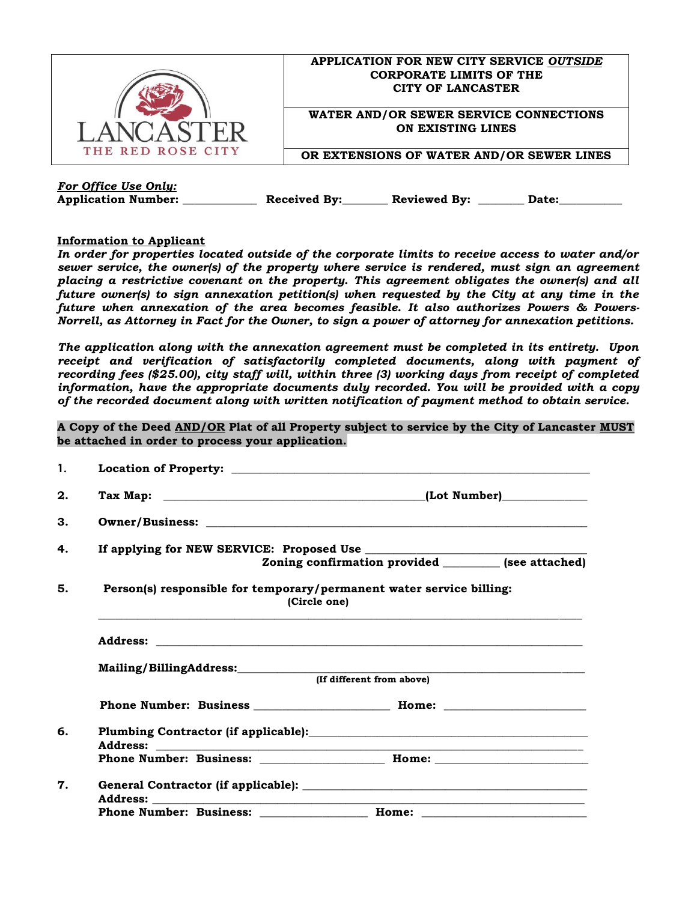LANCASTER
THE RED ROSE CITY

**APPLICATION FOR NEW CITY SERVICE *OUTSIDE* CORPORATE LIMITS OF THE CITY OF LANCASTER**

**WATER AND/OR SEWER SERVICE CONNECTIONS ON EXISTING LINES**

**OR EXTENSIONS OF WATER AND/OR SEWER LINES**

***For Office Use Only:***
**Application Number:** ____________ **Received By:**_______ **Reviewed By:** _______ **Date:**__________

**Information to Applicant**

***In order for properties located outside of the corporate limits to receive access to water and/or sewer service, the owner(s) of the property where service is rendered, must sign an agreement placing a restrictive covenant on the property. This agreement obligates the owner(s) and all future owner(s) to sign annexation petition(s) when requested by the City at any time in the future when annexation of the area becomes feasible. It also authorizes Powers & Powers-Norrell, as Attorney in Fact for the Owner, to sign a power of attorney for annexation petitions.***

***The application along with the annexation agreement must be completed in its entirety. Upon receipt and verification of satisfactorily completed documents, along with payment of recording fees ($25.00), city staff will, within three (3) working days from receipt of completed information, have the appropriate documents duly recorded. You will be provided with a copy of the recorded document along with written notification of payment method to obtain service.***

**A Copy of the Deed AND/OR Plat of all Property subject to service by the City of Lancaster MUST be attached in order to process your application.**

1. **Location of Property:** ____________________________________________

2. **Tax Map:** ______________________________**(Lot Number)**____________

3. **Owner/Business:** ____________________________________________

4. **If applying for NEW SERVICE: Proposed Use** ____________________________
   **Zoning confirmation provided** ________ **(see attached)**

5. **Person(s) responsible for temporary/permanent water service billing:**
   **(Circle one)**

   ____________________________________________

   **Address:** ____________________________________________

   **Mailing/BillingAddress:**____________________________________________
   **(If different from above)**

   **Phone Number: Business** ____________________ **Home:** ____________________

6. **Plumbing Contractor (if applicable):**____________________________________
   **Address:** ____________________________________________
   **Phone Number: Business:** __________________ **Home:** ____________________

7. **General Contractor (if applicable):** ____________________________________
   **Address:** ____________________________________________
   **Phone Number: Business:** ________________ **Home:** ______________________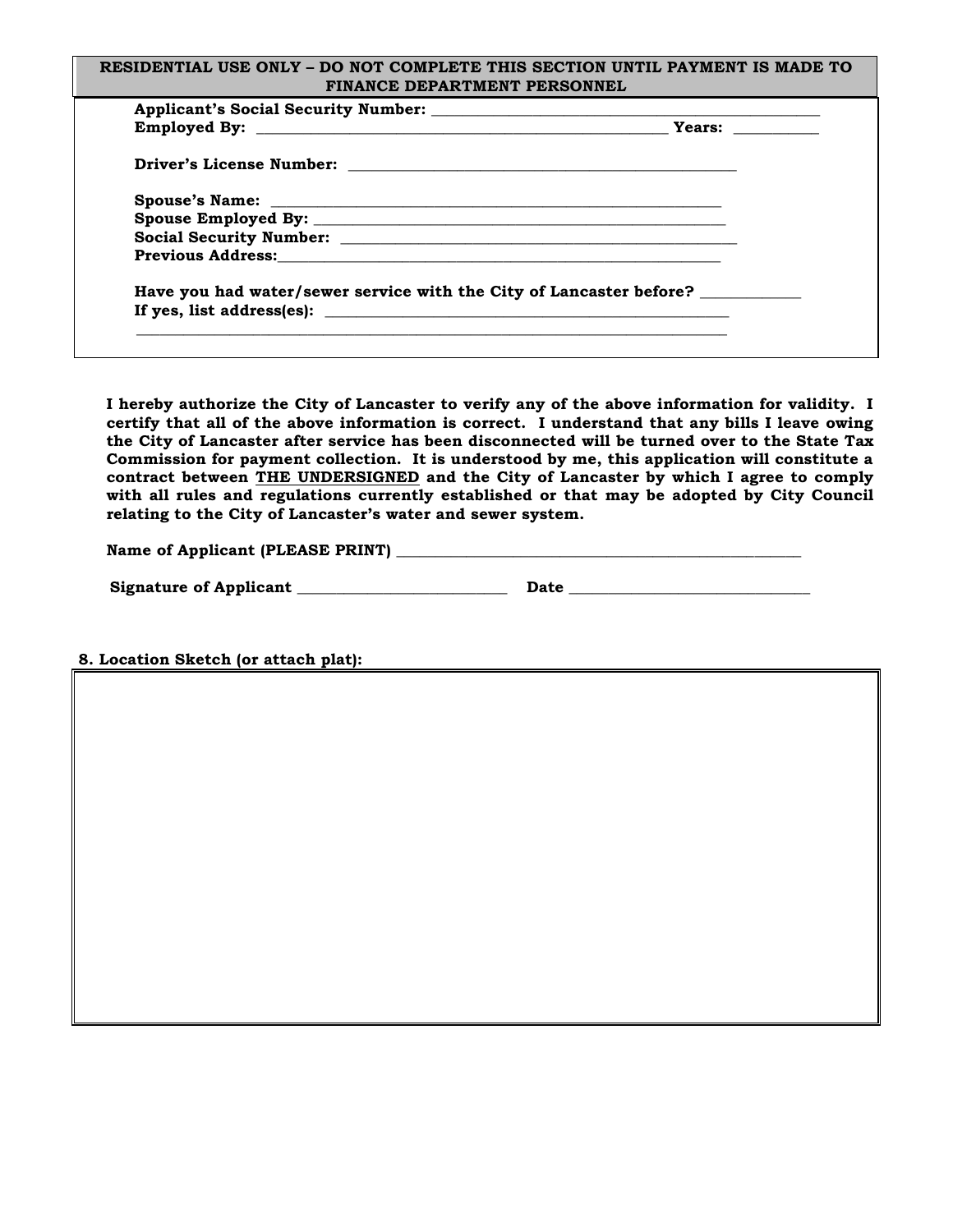**RESIDENTIAL USE ONLY – DO NOT COMPLETE THIS SECTION UNTIL PAYMENT IS MADE TO FINANCE DEPARTMENT PERSONNEL**

**Applicant's Social Security Number:** ______________________________________________

**Employed By:** ______________________________________________ **Years:** __________

**Driver's License Number:** ______________________________________________

**Spouse's Name:** ______________________________________________

**Spouse Employed By:** ______________________________________________

**Social Security Number:** ______________________________________________

**Previous Address:** ______________________________________________

**Have you had water/sewer service with the City of Lancaster before?** ____________

**If yes, list address(es):** ______________________________________________

______________________________________________________________________

**I hereby authorize the City of Lancaster to verify any of the above information for validity. I certify that all of the above information is correct. I understand that any bills I leave owing the City of Lancaster after service has been disconnected will be turned over to the State Tax Commission for payment collection. It is understood by me, this application will constitute a contract between <u>THE UNDERSIGNED</u> and the City of Lancaster by which I agree to comply with all rules and regulations currently established or that may be adopted by City Council relating to the City of Lancaster's water and sewer system.**

**Name of Applicant (PLEASE PRINT)** ______________________________________________

**Signature of Applicant** __________________________ **Date** ______________________________

**8. Location Sketch (or attach plat):**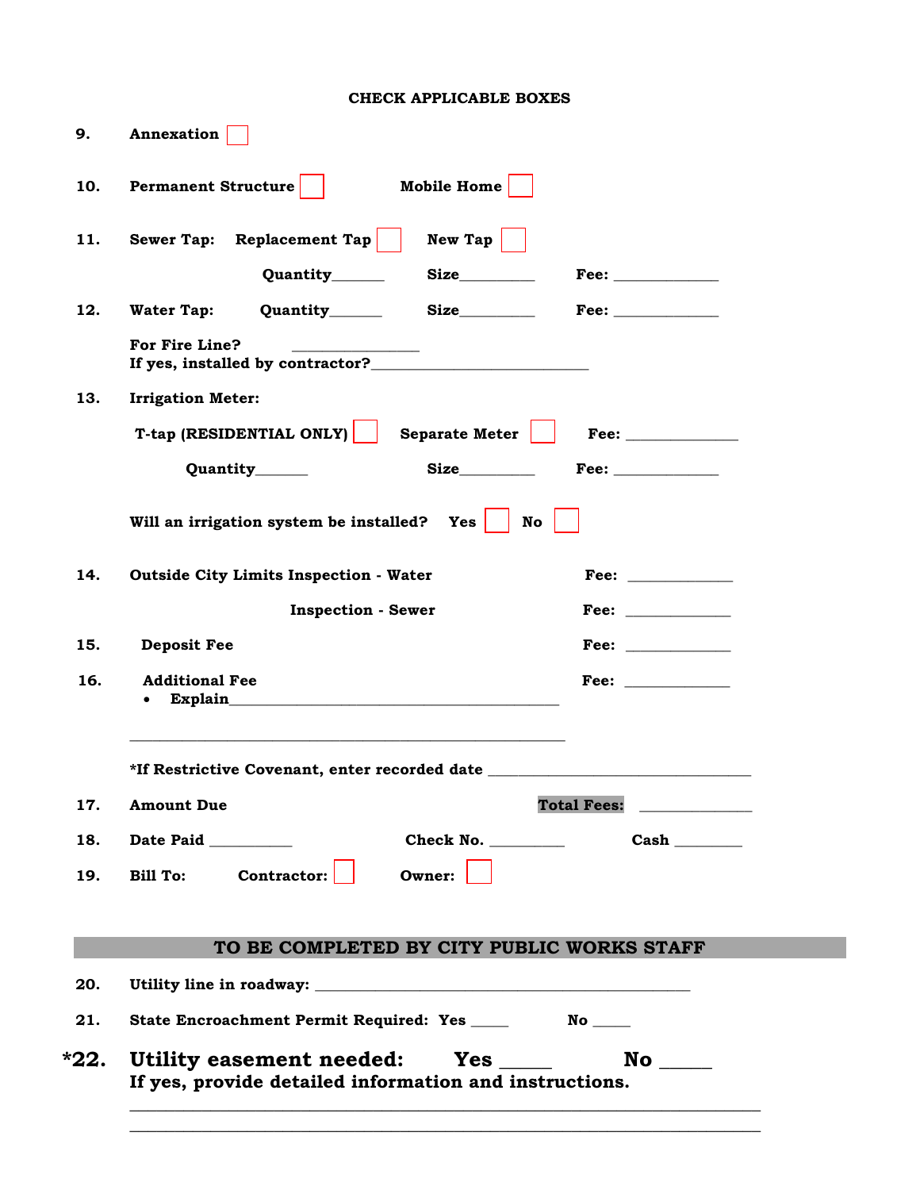**CHECK APPLICABLE BOXES**

**9.** **Annexation** ☐

**10.** **Permanent Structure** ☐ **Mobile Home** ☐

**11.** **Sewer Tap:** **Replacement Tap** ☐ **New Tap** ☐

**Quantity**______ **Size**_________ **Fee:** _____________

**12.** **Water Tap:** **Quantity**______ **Size**_________ **Fee:** _____________

**For Fire Line?** _______________
**If yes, installed by contractor?**___________________________

**13.** **Irrigation Meter:**

**T-tap (RESIDENTIAL ONLY)** ☐ **Separate Meter** ☐ **Fee:** _____________

**Quantity**______ **Size**_________ **Fee:** _____________

**Will an irrigation system be installed?** **Yes** ☐ **No** ☐

**14.** **Outside City Limits Inspection - Water** **Fee:** _____________

**Inspection - Sewer** **Fee:** _____________

**15.** **Deposit Fee** **Fee:** _____________

**16.** **Additional Fee** **Fee:** _____________
- **Explain**___________________________________________

_____________________________________________________

**\*If Restrictive Covenant, enter recorded date** _________________________________

**17.** **Amount Due** **Total Fees:** ______________

**18.** **Date Paid** __________ **Check No.** _________ **Cash** ________

**19.** **Bill To:** **Contractor:** ☐ **Owner:** ☐

## TO BE COMPLETED BY CITY PUBLIC WORKS STAFF

**20.** **Utility line in roadway:** _______________________________________________

**21.** **State Encroachment Permit Required:** **Yes** _____ **No** _____

**\*22.** **Utility easement needed:** **Yes** _____ **No** _____
**If yes, provide detailed information and instructions.**

_____________________________________________________________________________
_____________________________________________________________________________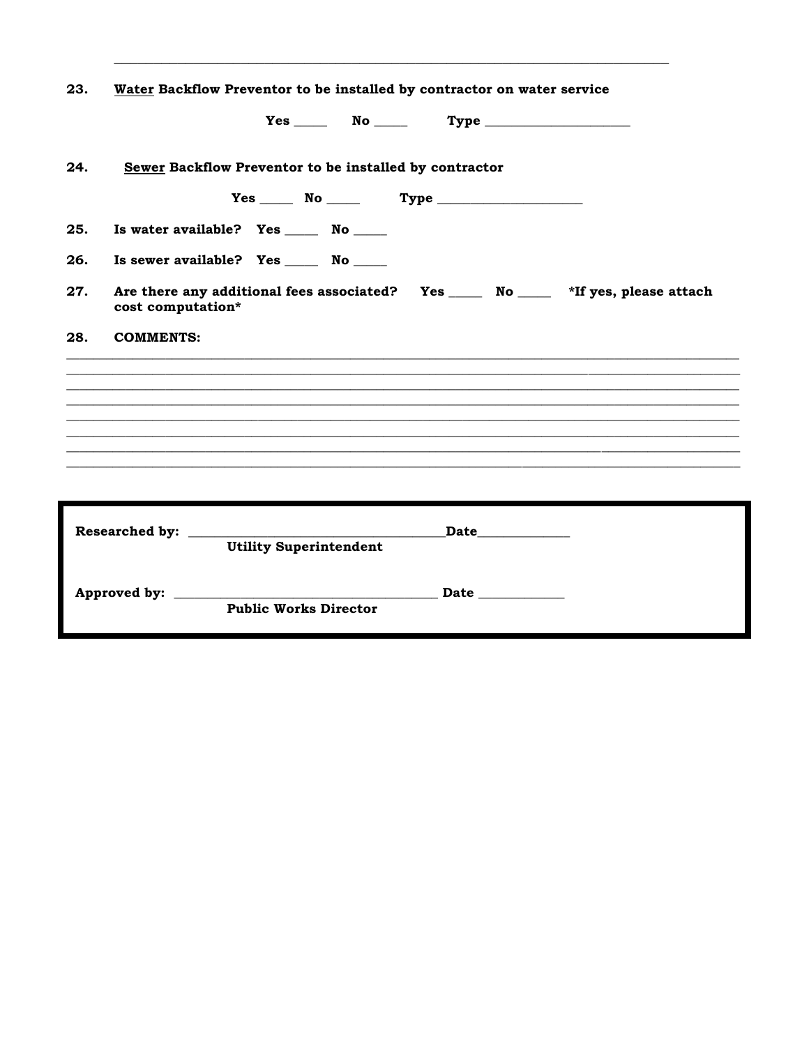\_\_\_\_\_\_\_\_\_\_\_\_\_\_\_\_\_\_\_\_\_\_\_\_\_\_\_\_\_\_\_\_\_\_\_\_\_\_\_\_\_\_\_\_\_\_\_\_\_\_\_\_\_\_\_\_\_\_\_\_\_\_\_\_\_\_\_\_\_\_\_\_

**23.** **Water Backflow Preventor to be installed by contractor on water service**

**Yes \_\_\_\_\_ No \_\_\_\_\_ Type \_\_\_\_\_\_\_\_\_\_\_\_\_\_\_\_\_\_\_\_\_\_**

**24.** **Sewer Backflow Preventor to be installed by contractor**

**Yes \_\_\_\_\_ No \_\_\_\_\_ Type \_\_\_\_\_\_\_\_\_\_\_\_\_\_\_\_\_\_\_\_\_\_**

**25.** **Is water available? Yes \_\_\_\_\_ No \_\_\_\_\_**

**26.** **Is sewer available? Yes \_\_\_\_\_ No \_\_\_\_\_**

**27.** **Are there any additional fees associated? Yes \_\_\_\_\_ No \_\_\_\_\_ *If yes, please attach cost computation***

**28.** **COMMENTS:**

\_\_\_\_\_\_\_\_\_\_\_\_\_\_\_\_\_\_\_\_\_\_\_\_\_\_\_\_\_\_\_\_\_\_\_\_\_\_\_\_\_\_\_\_\_\_\_\_\_\_\_\_\_\_\_\_\_\_\_\_\_\_\_\_\_\_\_\_\_\_\_\_\_\_\_\_\_\_\_\_\_\_\_\_\_\_

\_\_\_\_\_\_\_\_\_\_\_\_\_\_\_\_\_\_\_\_\_\_\_\_\_\_\_\_\_\_\_\_\_\_\_\_\_\_\_\_\_\_\_\_\_\_\_\_\_\_\_\_\_\_\_\_\_\_\_\_\_\_\_\_\_\_\_\_\_\_\_\_\_\_\_\_\_\_\_\_\_\_\_\_\_\_

\_\_\_\_\_\_\_\_\_\_\_\_\_\_\_\_\_\_\_\_\_\_\_\_\_\_\_\_\_\_\_\_\_\_\_\_\_\_\_\_\_\_\_\_\_\_\_\_\_\_\_\_\_\_\_\_\_\_\_\_\_\_\_\_\_\_\_\_\_\_\_\_\_\_\_\_\_\_\_\_\_\_\_\_\_\_

\_\_\_\_\_\_\_\_\_\_\_\_\_\_\_\_\_\_\_\_\_\_\_\_\_\_\_\_\_\_\_\_\_\_\_\_\_\_\_\_\_\_\_\_\_\_\_\_\_\_\_\_\_\_\_\_\_\_\_\_\_\_\_\_\_\_\_\_\_\_\_\_\_\_\_\_\_\_\_\_\_\_\_\_\_\_

\_\_\_\_\_\_\_\_\_\_\_\_\_\_\_\_\_\_\_\_\_\_\_\_\_\_\_\_\_\_\_\_\_\_\_\_\_\_\_\_\_\_\_\_\_\_\_\_\_\_\_\_\_\_\_\_\_\_\_\_\_\_\_\_\_\_\_\_\_\_\_\_\_\_\_\_\_\_\_\_\_\_\_\_\_\_

\_\_\_\_\_\_\_\_\_\_\_\_\_\_\_\_\_\_\_\_\_\_\_\_\_\_\_\_\_\_\_\_\_\_\_\_\_\_\_\_\_\_\_\_\_\_\_\_\_\_\_\_\_\_\_\_\_\_\_\_\_\_\_\_\_\_\_\_\_\_\_\_\_\_\_\_\_\_\_\_\_\_\_\_\_\_

\_\_\_\_\_\_\_\_\_\_\_\_\_\_\_\_\_\_\_\_\_\_\_\_\_\_\_\_\_\_\_\_\_\_\_\_\_\_\_\_\_\_\_\_\_\_\_\_\_\_\_\_\_\_\_\_\_\_\_\_\_\_\_\_\_\_\_\_\_\_\_\_\_\_\_\_\_\_\_\_\_\_\_\_\_\_

\_\_\_\_\_\_\_\_\_\_\_\_\_\_\_\_\_\_\_\_\_\_\_\_\_\_\_\_\_\_\_\_\_\_\_\_\_\_\_\_\_\_\_\_\_\_\_\_\_\_\_\_\_\_\_\_\_\_\_\_\_\_\_\_\_\_\_\_\_\_\_\_\_\_\_\_\_\_\_\_\_\_\_\_\_\_

**Researched by:** \_\_\_\_\_\_\_\_\_\_\_\_\_\_\_\_\_\_\_\_\_\_\_\_\_\_\_\_\_\_\_\_\_\_\_\_\_\_\_\_ **Date**\_\_\_\_\_\_\_\_\_\_\_\_\_\_
**Utility Superintendent**

**Approved by:** \_\_\_\_\_\_\_\_\_\_\_\_\_\_\_\_\_\_\_\_\_\_\_\_\_\_\_\_\_\_\_\_\_\_\_\_\_\_\_\_ **Date** \_\_\_\_\_\_\_\_\_\_\_\_\_
**Public Works Director**